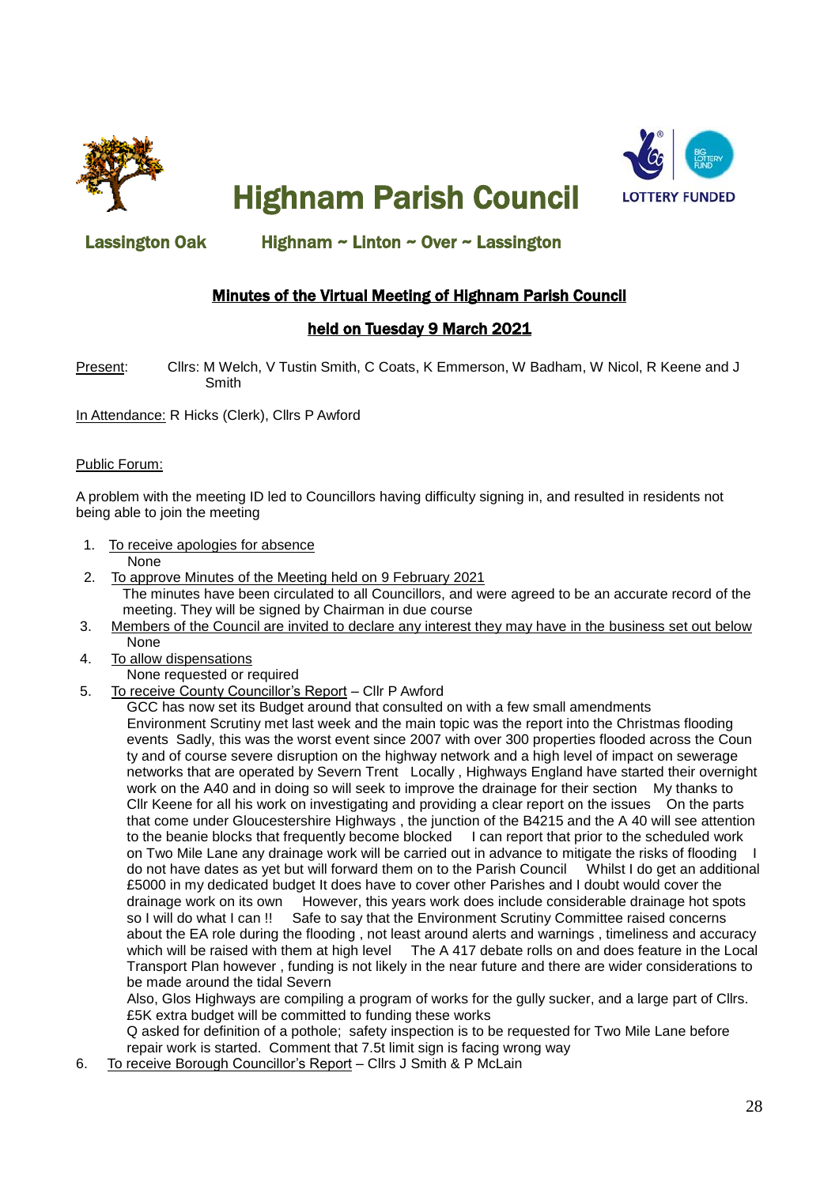# Highnam Parish Council

**Lassington Oak** **Highnam ~ Linton ~ Over ~ Lassington**

## Minutes of the Virtual Meeting of Highnam Parish Council

## held on Tuesday 9 March 2021

Present: Cllrs: M Welch, V Tustin Smith, C Coats, K Emmerson, W Badham, W Nicol, R Keene and J Smith

In Attendance: R Hicks (Clerk), Cllrs P Awford

Public Forum:

A problem with the meeting ID led to Councillors having difficulty signing in, and resulted in residents not being able to join the meeting

1. To receive apologies for absence
   None
2. To approve Minutes of the Meeting held on 9 February 2021
   The minutes have been circulated to all Councillors, and were agreed to be an accurate record of the meeting. They will be signed by Chairman in due course
3. Members of the Council are invited to declare any interest they may have in the business set out below
   None
4. To allow dispensations
   None requested or required
5. To receive County Councillor's Report – Cllr P Awford
   GCC has now set its Budget around that consulted on with a few small amendments
   Environment Scrutiny met last week and the main topic was the report into the Christmas flooding events Sadly, this was the worst event since 2007 with over 300 properties flooded across the Coun ty and of course severe disruption on the highway network and a high level of impact on sewerage networks that are operated by Severn Trent Locally , Highways England have started their overnight work on the A40 and in doing so will seek to improve the drainage for their section My thanks to Cllr Keene for all his work on investigating and providing a clear report on the issues On the parts that come under Gloucestershire Highways , the junction of the B4215 and the A 40 will see attention to the beanie blocks that frequently become blocked I can report that prior to the scheduled work on Two Mile Lane any drainage work will be carried out in advance to mitigate the risks of flooding I do not have dates as yet but will forward them on to the Parish Council Whilst I do get an additional £5000 in my dedicated budget It does have to cover other Parishes and I doubt would cover the drainage work on its own However, this years work does include considerable drainage hot spots so I will do what I can !! Safe to say that the Environment Scrutiny Committee raised concerns about the EA role during the flooding , not least around alerts and warnings , timeliness and accuracy which will be raised with them at high level The A 417 debate rolls on and does feature in the Local Transport Plan however , funding is not likely in the near future and there are wider considerations to be made around the tidal Severn
   Also, Glos Highways are compiling a program of works for the gully sucker, and a large part of Cllrs. £5K extra budget will be committed to funding these works
   Q asked for definition of a pothole; safety inspection is to be requested for Two Mile Lane before repair work is started. Comment that 7.5t limit sign is facing wrong way
6. To receive Borough Councillor's Report – Cllrs J Smith & P McLain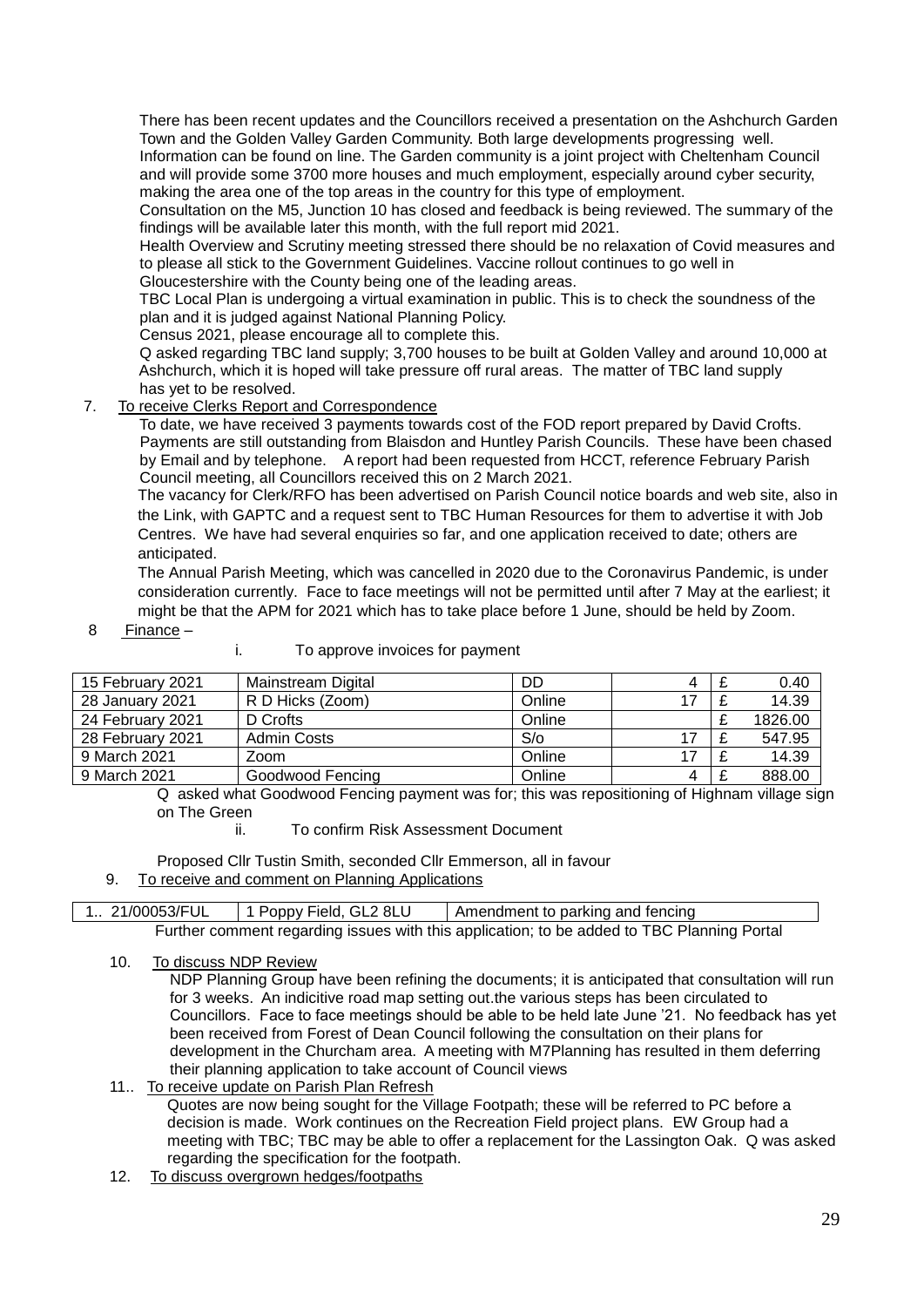There has been recent updates and the Councillors received a presentation on the Ashchurch Garden Town and the Golden Valley Garden Community. Both large developments progressing well. Information can be found on line. The Garden community is a joint project with Cheltenham Council and will provide some 3700 more houses and much employment, especially around cyber security, making the area one of the top areas in the country for this type of employment.

Consultation on the M5, Junction 10 has closed and feedback is being reviewed. The summary of the findings will be available later this month, with the full report mid 2021.

Health Overview and Scrutiny meeting stressed there should be no relaxation of Covid measures and to please all stick to the Government Guidelines. Vaccine rollout continues to go well in Gloucestershire with the County being one of the leading areas.

TBC Local Plan is undergoing a virtual examination in public. This is to check the soundness of the plan and it is judged against National Planning Policy.

Census 2021, please encourage all to complete this.

Q asked regarding TBC land supply; 3,700 houses to be built at Golden Valley and around 10,000 at Ashchurch, which it is hoped will take pressure off rural areas. The matter of TBC land supply has yet to be resolved.

7. To receive Clerks Report and Correspondence

To date, we have received 3 payments towards cost of the FOD report prepared by David Crofts. Payments are still outstanding from Blaisdon and Huntley Parish Councils. These have been chased by Email and by telephone. A report had been requested from HCCT, reference February Parish Council meeting, all Councillors received this on 2 March 2021.

The vacancy for Clerk/RFO has been advertised on Parish Council notice boards and web site, also in the Link, with GAPTC and a request sent to TBC Human Resources for them to advertise it with Job Centres. We have had several enquiries so far, and one application received to date; others are anticipated.

The Annual Parish Meeting, which was cancelled in 2020 due to the Coronavirus Pandemic, is under consideration currently. Face to face meetings will not be permitted until after 7 May at the earliest; it might be that the APM for 2021 which has to take place before 1 June, should be held by Zoom.

8 Finance –

i. To approve invoices for payment

| | | | | | |
|---|---|---|---|---|---|
| 15 February 2021 | Mainstream Digital | DD | 4 | £ | 0.40 |
| 28 January 2021 | R D Hicks (Zoom) | Online | 17 | £ | 14.39 |
| 24 February 2021 | D Crofts | Online | | £ | 1826.00 |
| 28 February 2021 | Admin Costs | S/o | 17 | £ | 547.95 |
| 9 March 2021 | Zoom | Online | 17 | £ | 14.39 |
| 9 March 2021 | Goodwood Fencing | Online | 4 | £ | 888.00 |

Q asked what Goodwood Fencing payment was for; this was repositioning of Highnam village sign on The Green

ii. To confirm Risk Assessment Document

Proposed Cllr Tustin Smith, seconded Cllr Emmerson, all in favour

9. To receive and comment on Planning Applications

| | | |
|---|---|---|
| 1.. 21/00053/FUL | 1 Poppy Field, GL2 8LU | Amendment to parking and fencing |

Further comment regarding issues with this application; to be added to TBC Planning Portal

10. To discuss NDP Review

NDP Planning Group have been refining the documents; it is anticipated that consultation will run for 3 weeks. An indicitive road map setting out.the various steps has been circulated to Councillors. Face to face meetings should be able to be held late June '21. No feedback has yet been received from Forest of Dean Council following the consultation on their plans for development in the Churcham area. A meeting with M7Planning has resulted in them deferring their planning application to take account of Council views

11.. To receive update on Parish Plan Refresh

Quotes are now being sought for the Village Footpath; these will be referred to PC before a decision is made. Work continues on the Recreation Field project plans. EW Group had a meeting with TBC; TBC may be able to offer a replacement for the Lassington Oak. Q was asked regarding the specification for the footpath.

12. To discuss overgrown hedges/footpaths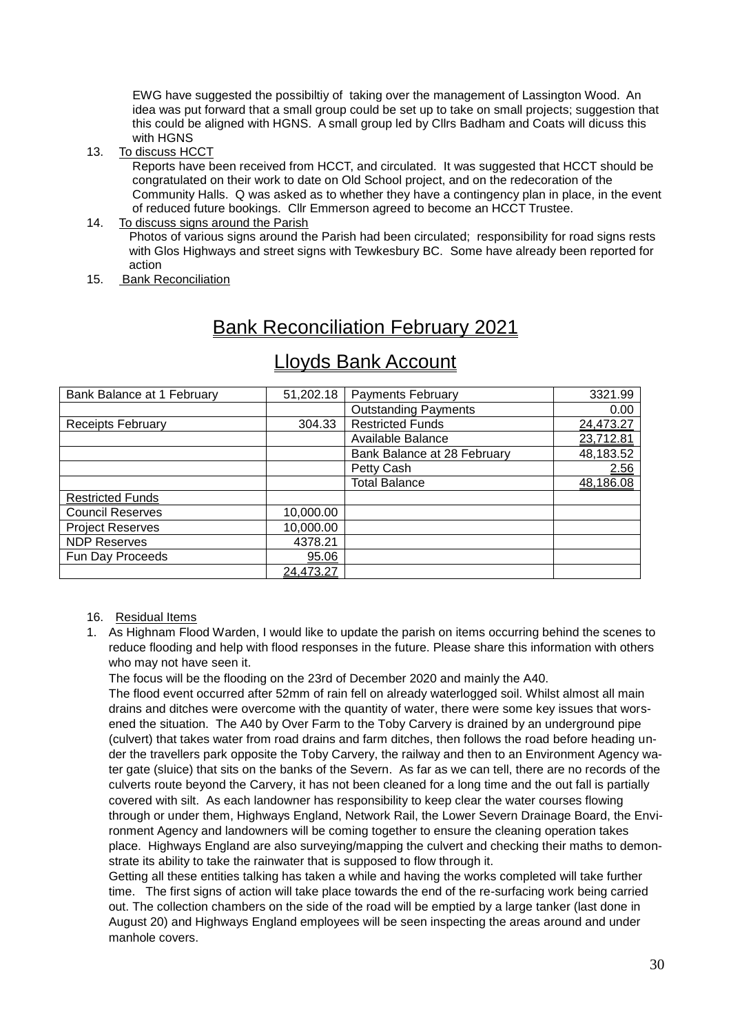EWG have suggested the possibiltiy of taking over the management of Lassington Wood. An idea was put forward that a small group could be set up to take on small projects; suggestion that this could be aligned with HGNS. A small group led by Cllrs Badham and Coats will dicuss this with HGNS

13. To discuss HCCT

    Reports have been received from HCCT, and circulated. It was suggested that HCCT should be congratulated on their work to date on Old School project, and on the redecoration of the Community Halls. Q was asked as to whether they have a contingency plan in place, in the event of reduced future bookings. Cllr Emmerson agreed to become an HCCT Trustee.

14. To discuss signs around the Parish

    Photos of various signs around the Parish had been circulated; responsibility for road signs rests with Glos Highways and street signs with Tewkesbury BC. Some have already been reported for action

15. Bank Reconciliation

## Bank Reconciliation February 2021

## Lloyds Bank Account

| | | | |
|---|---|---|---|
| Bank Balance at 1 February | 51,202.18 | Payments February | 3321.99 |
| | | Outstanding Payments | 0.00 |
| Receipts February | 304.33 | Restricted Funds | 24,473.27 |
| | | Available Balance | 23,712.81 |
| | | Bank Balance at 28 February | 48,183.52 |
| | | Petty Cash | 2.56 |
| | | Total Balance | 48,186.08 |
| Restricted Funds | | | |
| Council Reserves | 10,000.00 | | |
| Project Reserves | 10,000.00 | | |
| NDP Reserves | 4378.21 | | |
| Fun Day Proceeds | 95.06 | | |
| | 24,473.27 | | |

16. Residual Items

1. As Highnam Flood Warden, I would like to update the parish on items occurring behind the scenes to reduce flooding and help with flood responses in the future. Please share this information with others who may not have seen it.

   The focus will be the flooding on the 23rd of December 2020 and mainly the A40.

   The flood event occurred after 52mm of rain fell on already waterlogged soil. Whilst almost all main drains and ditches were overcome with the quantity of water, there were some key issues that worsened the situation. The A40 by Over Farm to the Toby Carvery is drained by an underground pipe (culvert) that takes water from road drains and farm ditches, then follows the road before heading under the travellers park opposite the Toby Carvery, the railway and then to an Environment Agency water gate (sluice) that sits on the banks of the Severn. As far as we can tell, there are no records of the culverts route beyond the Carvery, it has not been cleaned for a long time and the out fall is partially covered with silt. As each landowner has responsibility to keep clear the water courses flowing through or under them, Highways England, Network Rail, the Lower Severn Drainage Board, the Environment Agency and landowners will be coming together to ensure the cleaning operation takes place. Highways England are also surveying/mapping the culvert and checking their maths to demonstrate its ability to take the rainwater that is supposed to flow through it.

   Getting all these entities talking has taken a while and having the works completed will take further time. The first signs of action will take place towards the end of the re-surfacing work being carried out. The collection chambers on the side of the road will be emptied by a large tanker (last done in August 20) and Highways England employees will be seen inspecting the areas around and under manhole covers.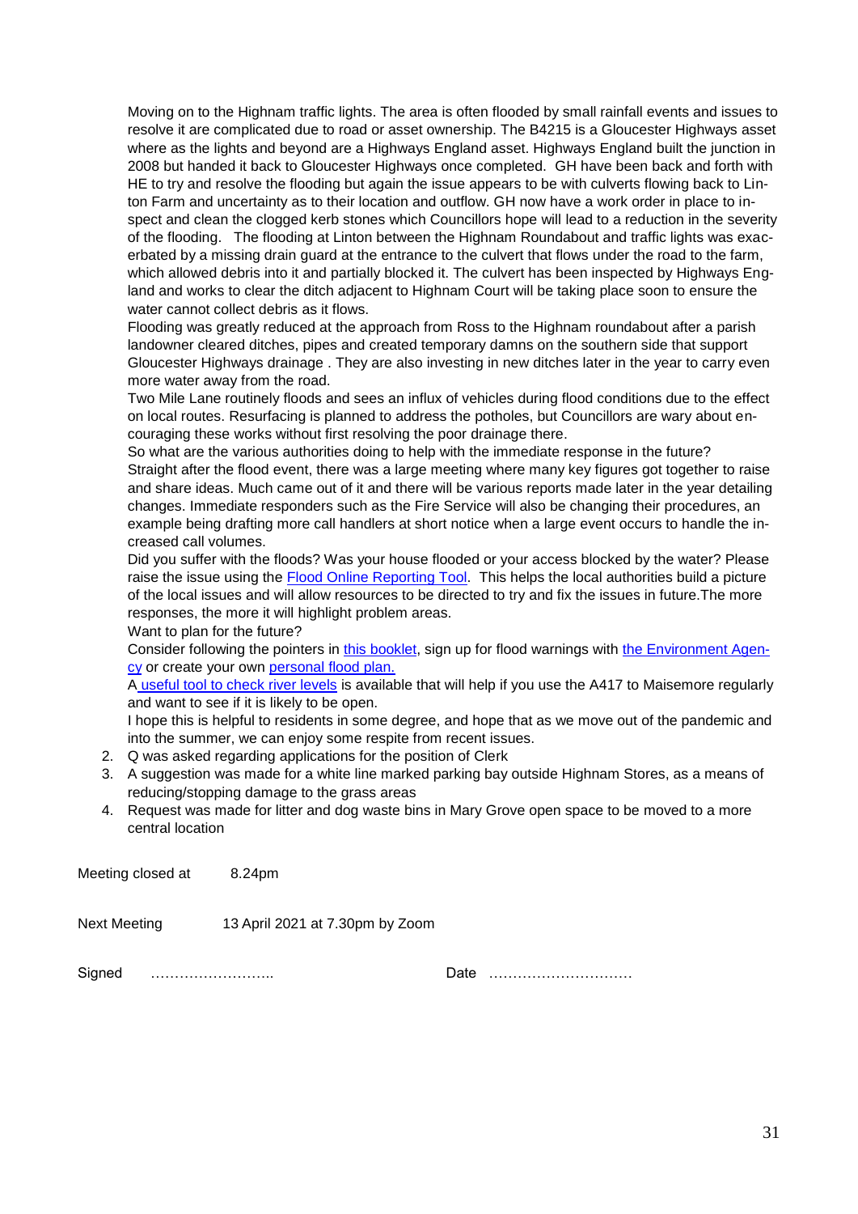Moving on to the Highnam traffic lights. The area is often flooded by small rainfall events and issues to resolve it are complicated due to road or asset ownership. The B4215 is a Gloucester Highways asset where as the lights and beyond are a Highways England asset. Highways England built the junction in 2008 but handed it back to Gloucester Highways once completed. GH have been back and forth with HE to try and resolve the flooding but again the issue appears to be with culverts flowing back to Linton Farm and uncertainty as to their location and outflow. GH now have a work order in place to inspect and clean the clogged kerb stones which Councillors hope will lead to a reduction in the severity of the flooding. The flooding at Linton between the Highnam Roundabout and traffic lights was exacerbated by a missing drain guard at the entrance to the culvert that flows under the road to the farm, which allowed debris into it and partially blocked it. The culvert has been inspected by Highways England and works to clear the ditch adjacent to Highnam Court will be taking place soon to ensure the water cannot collect debris as it flows.

Flooding was greatly reduced at the approach from Ross to the Highnam roundabout after a parish landowner cleared ditches, pipes and created temporary damns on the southern side that support Gloucester Highways drainage . They are also investing in new ditches later in the year to carry even more water away from the road.

Two Mile Lane routinely floods and sees an influx of vehicles during flood conditions due to the effect on local routes. Resurfacing is planned to address the potholes, but Councillors are wary about encouraging these works without first resolving the poor drainage there.

So what are the various authorities doing to help with the immediate response in the future?

Straight after the flood event, there was a large meeting where many key figures got together to raise and share ideas. Much came out of it and there will be various reports made later in the year detailing changes. Immediate responders such as the Fire Service will also be changing their procedures, an example being drafting more call handlers at short notice when a large event occurs to handle the increased call volumes.

Did you suffer with the floods? Was your house flooded or your access blocked by the water? Please raise the issue using the Flood Online Reporting Tool. This helps the local authorities build a picture of the local issues and will allow resources to be directed to try and fix the issues in future.The more responses, the more it will highlight problem areas.

Want to plan for the future?

Consider following the pointers in this booklet, sign up for flood warnings with the Environment Agency or create your own personal flood plan.

A useful tool to check river levels is available that will help if you use the A417 to Maisemore regularly and want to see if it is likely to be open.

I hope this is helpful to residents in some degree, and hope that as we move out of the pandemic and into the summer, we can enjoy some respite from recent issues.

2. Q was asked regarding applications for the position of Clerk
3. A suggestion was made for a white line marked parking bay outside Highnam Stores, as a means of reducing/stopping damage to the grass areas
4. Request was made for litter and dog waste bins in Mary Grove open space to be moved to a more central location

Meeting closed at 8.24pm

Next Meeting 13 April 2021 at 7.30pm by Zoom

Signed …………………….. Date …………………………